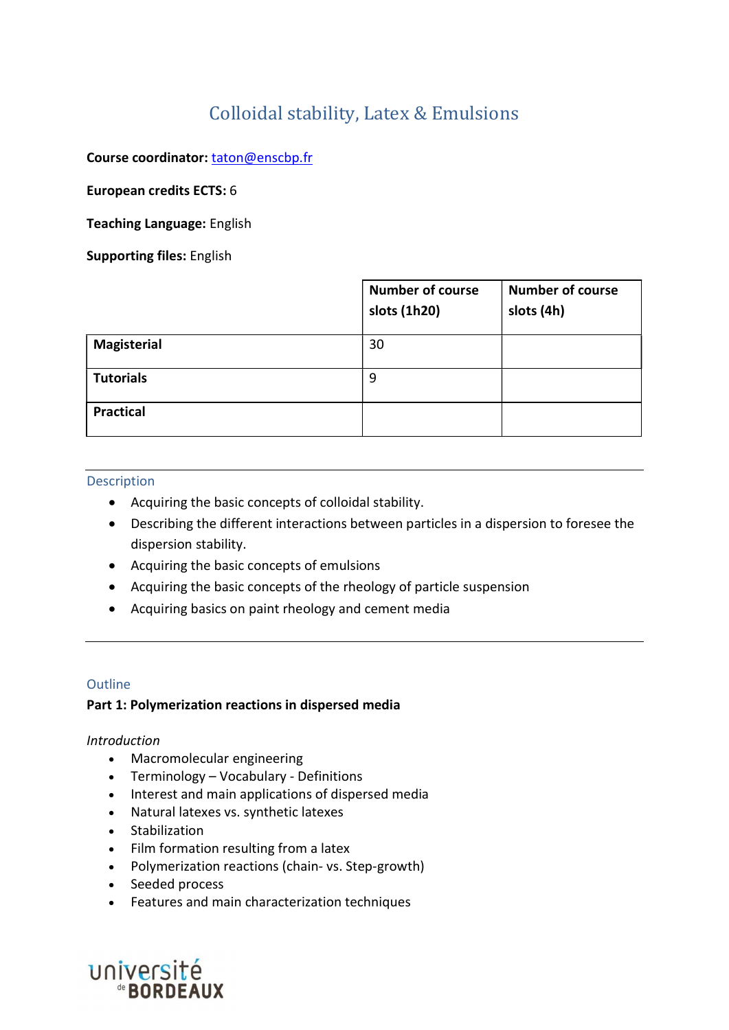# Colloidal stability, Latex & Emulsions

**Course coordinator:** taton@enscbp.fr

**European credits ECTS:** 6

**Teaching Language:** English

**Supporting files:** English

| | Number of course slots (1h20) | Number of course slots (4h) |
|---|---|---|
| **Magisterial** | 30 | |
| **Tutorials** | 9 | |
| **Practical** | | |

## Description

- Acquiring the basic concepts of colloidal stability.
- Describing the different interactions between particles in a dispersion to foresee the dispersion stability.
- Acquiring the basic concepts of emulsions
- Acquiring the basic concepts of the rheology of particle suspension
- Acquiring basics on paint rheology and cement media

## Outline

**Part 1: Polymerization reactions in dispersed media**

*Introduction*

- Macromolecular engineering
- Terminology – Vocabulary - Definitions
- Interest and main applications of dispersed media
- Natural latexes vs. synthetic latexes
- Stabilization
- Film formation resulting from a latex
- Polymerization reactions (chain- vs. Step-growth)
- Seeded process
- Features and main characterization techniques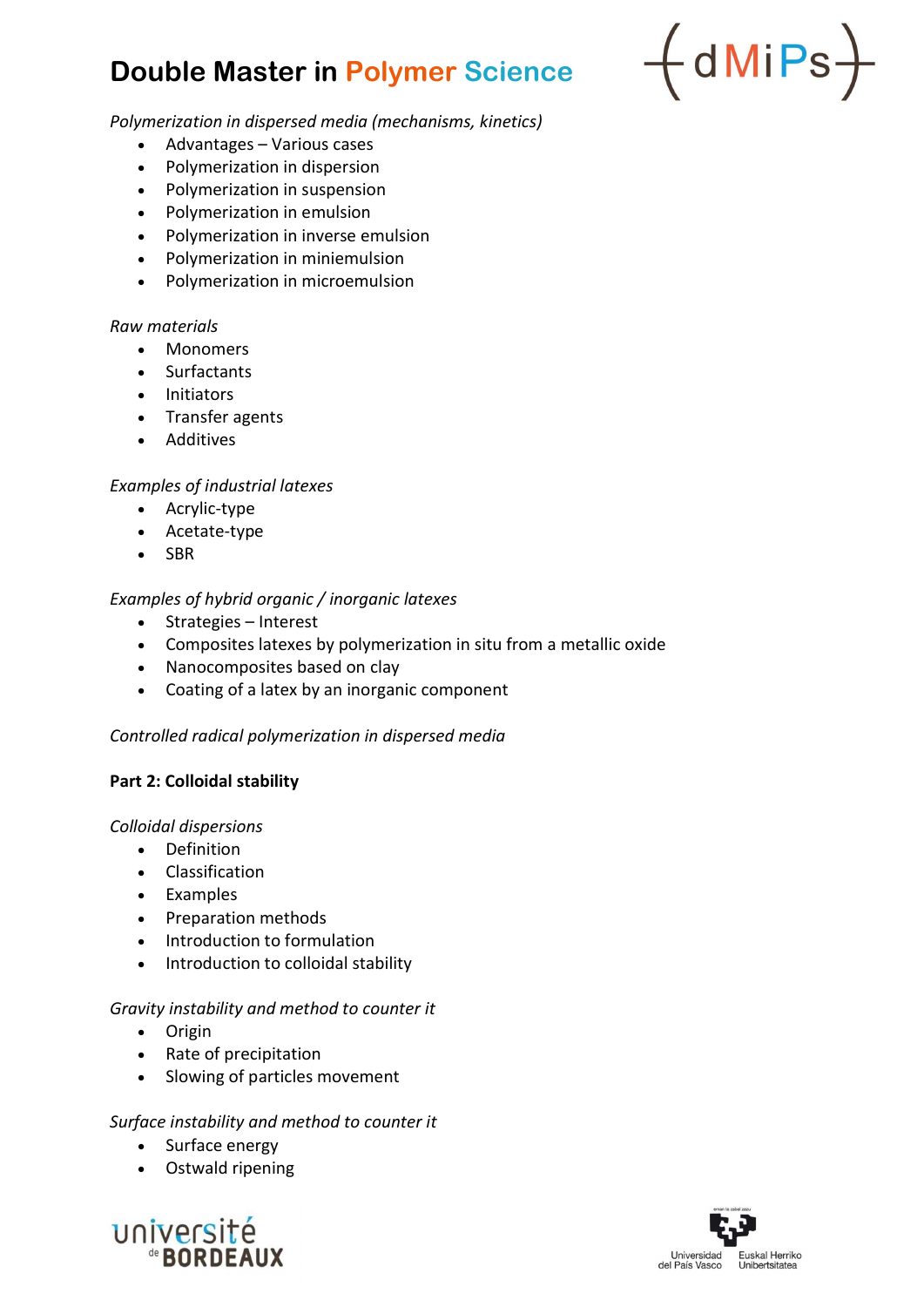*Polymerization in dispersed media (mechanisms, kinetics)*

- Advantages – Various cases
- Polymerization in dispersion
- Polymerization in suspension
- Polymerization in emulsion
- Polymerization in inverse emulsion
- Polymerization in miniemulsion
- Polymerization in microemulsion

*Raw materials*

- Monomers
- Surfactants
- Initiators
- Transfer agents
- Additives

*Examples of industrial latexes*

- Acrylic-type
- Acetate-type
- SBR

*Examples of hybrid organic / inorganic latexes*

- Strategies – Interest
- Composites latexes by polymerization in situ from a metallic oxide
- Nanocomposites based on clay
- Coating of a latex by an inorganic component

*Controlled radical polymerization in dispersed media*

**Part 2: Colloidal stability**

*Colloidal dispersions*

- Definition
- Classification
- Examples
- Preparation methods
- Introduction to formulation
- Introduction to colloidal stability

*Gravity instability and method to counter it*

- Origin
- Rate of precipitation
- Slowing of particles movement

*Surface instability and method to counter it*

- Surface energy
- Ostwald ripening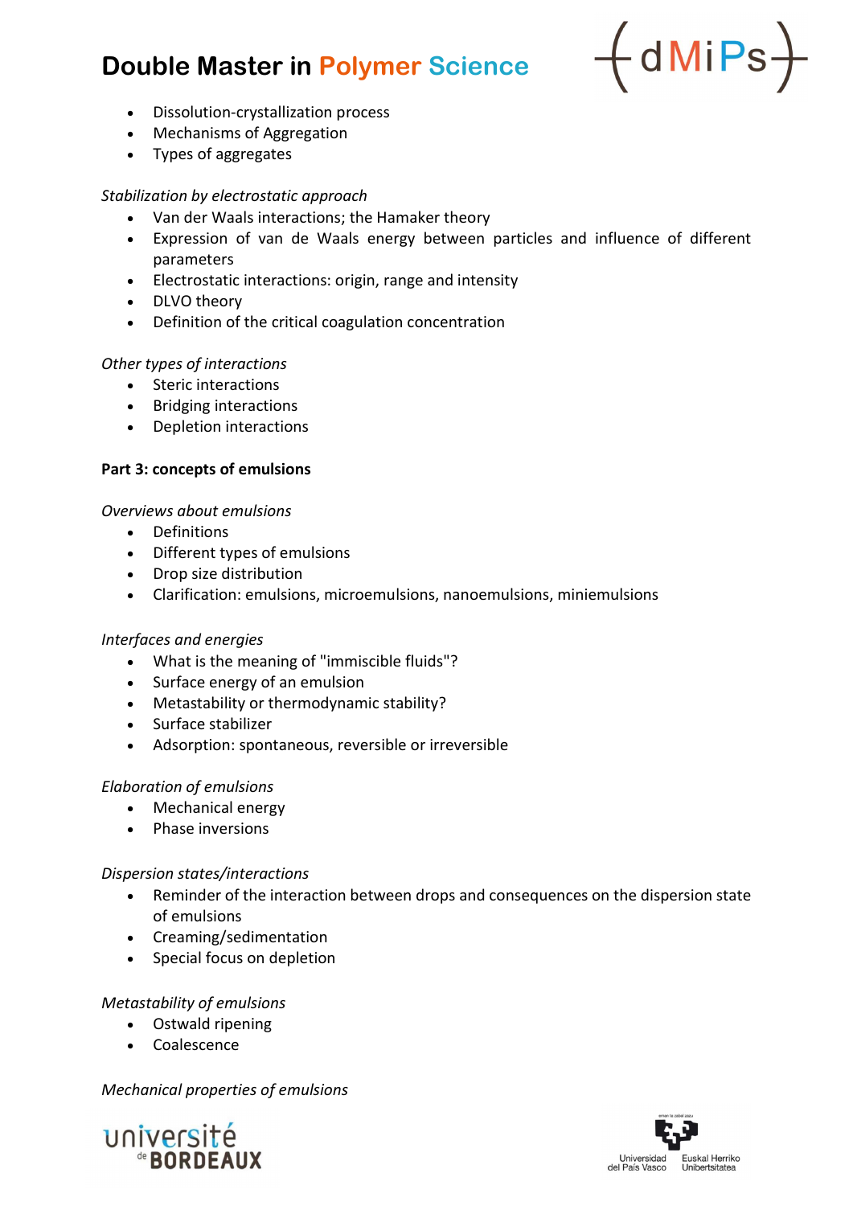- Dissolution-crystallization process
- Mechanisms of Aggregation
- Types of aggregates

*Stabilization by electrostatic approach*

- Van der Waals interactions; the Hamaker theory
- Expression of van de Waals energy between particles and influence of different parameters
- Electrostatic interactions: origin, range and intensity
- DLVO theory
- Definition of the critical coagulation concentration

*Other types of interactions*

- Steric interactions
- Bridging interactions
- Depletion interactions

**Part 3: concepts of emulsions**

*Overviews about emulsions*

- Definitions
- Different types of emulsions
- Drop size distribution
- Clarification: emulsions, microemulsions, nanoemulsions, miniemulsions

*Interfaces and energies*

- What is the meaning of "immiscible fluids"?
- Surface energy of an emulsion
- Metastability or thermodynamic stability?
- Surface stabilizer
- Adsorption: spontaneous, reversible or irreversible

*Elaboration of emulsions*

- Mechanical energy
- Phase inversions

*Dispersion states/interactions*

- Reminder of the interaction between drops and consequences on the dispersion state of emulsions
- Creaming/sedimentation
- Special focus on depletion

*Metastability of emulsions*

- Ostwald ripening
- Coalescence

*Mechanical properties of emulsions*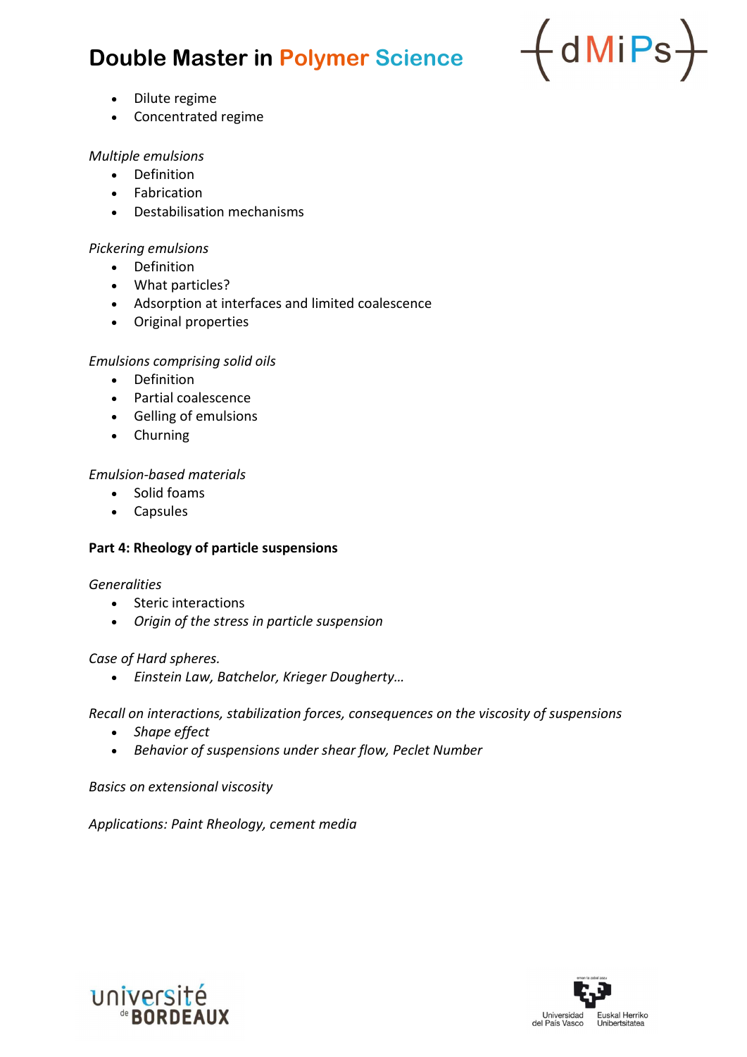- Dilute regime
- Concentrated regime

*Multiple emulsions*

- Definition
- Fabrication
- Destabilisation mechanisms

*Pickering emulsions*

- Definition
- What particles?
- Adsorption at interfaces and limited coalescence
- Original properties

*Emulsions comprising solid oils*

- Definition
- Partial coalescence
- Gelling of emulsions
- Churning

*Emulsion-based materials*

- Solid foams
- Capsules

**Part 4: Rheology of particle suspensions**

*Generalities*

- Steric interactions
- *Origin of the stress in particle suspension*

*Case of Hard spheres.*

- *Einstein Law, Batchelor, Krieger Dougherty…*

*Recall on interactions, stabilization forces, consequences on the viscosity of suspensions*

- *Shape effect*
- *Behavior of suspensions under shear flow, Peclet Number*

*Basics on extensional viscosity*

*Applications: Paint Rheology, cement media*